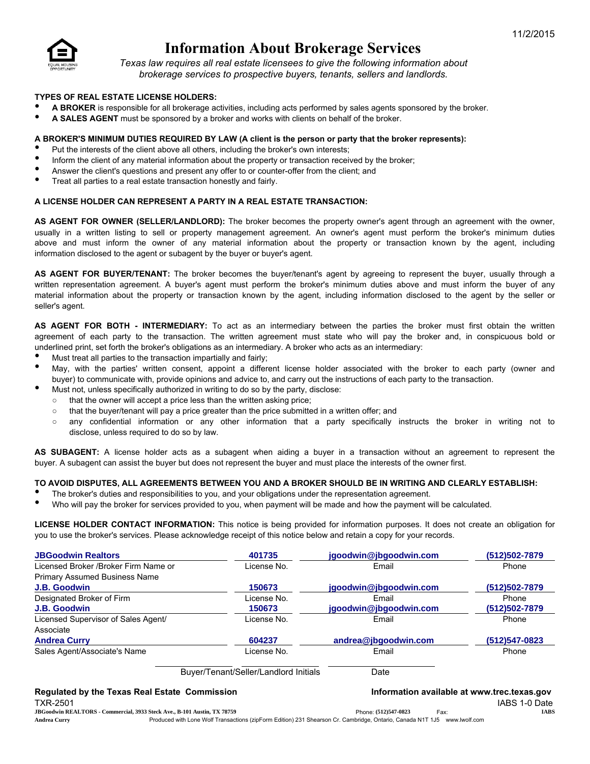11/2/2015

# Information About Brokerage Services

*Texas law requires all real estate licensees to give the following information about brokerage services to prospective buyers, tenants, sellers and landlords.*

**TYPES OF REAL ESTATE LICENSE HOLDERS:**

- **A BROKER** is responsible for all brokerage activities, including acts performed by sales agents sponsored by the broker.
- **A SALES AGENT** must be sponsored by a broker and works with clients on behalf of the broker.

**A BROKER'S MINIMUM DUTIES REQUIRED BY LAW (A client is the person or party that the broker represents):**

- Put the interests of the client above all others, including the broker's own interests;
- Inform the client of any material information about the property or transaction received by the broker;
- Answer the client's questions and present any offer to or counter-offer from the client; and
- Treat all parties to a real estate transaction honestly and fairly.

**A LICENSE HOLDER CAN REPRESENT A PARTY IN A REAL ESTATE TRANSACTION:**

**AS AGENT FOR OWNER (SELLER/LANDLORD):** The broker becomes the property owner's agent through an agreement with the owner, usually in a written listing to sell or property management agreement. An owner's agent must perform the broker's minimum duties above and must inform the owner of any material information about the property or transaction known by the agent, including information disclosed to the agent or subagent by the buyer or buyer's agent.

**AS AGENT FOR BUYER/TENANT:** The broker becomes the buyer/tenant's agent by agreeing to represent the buyer, usually through a written representation agreement. A buyer's agent must perform the broker's minimum duties above and must inform the buyer of any material information about the property or transaction known by the agent, including information disclosed to the agent by the seller or seller's agent.

**AS AGENT FOR BOTH - INTERMEDIARY:** To act as an intermediary between the parties the broker must first obtain the written agreement of each party to the transaction. The written agreement must state who will pay the broker and, in conspicuous bold or underlined print, set forth the broker's obligations as an intermediary. A broker who acts as an intermediary:

- Must treat all parties to the transaction impartially and fairly;
- May, with the parties' written consent, appoint a different license holder associated with the broker to each party (owner and buyer) to communicate with, provide opinions and advice to, and carry out the instructions of each party to the transaction.
- Must not, unless specifically authorized in writing to do so by the party, disclose:
  - that the owner will accept a price less than the written asking price;
  - that the buyer/tenant will pay a price greater than the price submitted in a written offer; and
  - any confidential information or any other information that a party specifically instructs the broker in writing not to disclose, unless required to do so by law.

**AS SUBAGENT:** A license holder acts as a subagent when aiding a buyer in a transaction without an agreement to represent the buyer. A subagent can assist the buyer but does not represent the buyer and must place the interests of the owner first.

**TO AVOID DISPUTES, ALL AGREEMENTS BETWEEN YOU AND A BROKER SHOULD BE IN WRITING AND CLEARLY ESTABLISH:**

- The broker's duties and responsibilities to you, and your obligations under the representation agreement.
- Who will pay the broker for services provided to you, when payment will be made and how the payment will be calculated.

**LICENSE HOLDER CONTACT INFORMATION:** This notice is being provided for information purposes. It does not create an obligation for you to use the broker's services. Please acknowledge receipt of this notice below and retain a copy for your records.

| | | | |
|---|---|---|---|
| **JBGoodwin Realtors** | **401735** | **jgoodwin@jbgoodwin.com** | **(512)502-7879** |
| Licensed Broker /Broker Firm Name or Primary Assumed Business Name | License No. | Email | Phone |
| **J.B. Goodwin** | **150673** | **jgoodwin@jbgoodwin.com** | **(512)502-7879** |
| Designated Broker of Firm | License No. | Email | Phone |
| **J.B. Goodwin** | **150673** | **jgoodwin@jbgoodwin.com** | **(512)502-7879** |
| Licensed Supervisor of Sales Agent/ Associate | License No. | Email | Phone |
| **Andrea Curry** | **604237** | **andrea@jbgoodwin.com** | **(512)547-0823** |
| Sales Agent/Associate's Name | License No. | Email | Phone |

Buyer/Tenant/Seller/Landlord Initials Date

**Regulated by the Texas Real Estate Commission** **Information available at www.trec.texas.gov**

TXR-2501 IABS 1-0 Date

**JBGoodwin REALTORS - Commercial, 3933 Steck Ave., B-101 Austin, TX 78759** Phone: **(512)547-0823** Fax: **IABS**

**Andrea Curry** Produced with Lone Wolf Transactions (zipForm Edition) 231 Shearson Cr. Cambridge, Ontario, Canada N1T 1J5 www.lwolf.com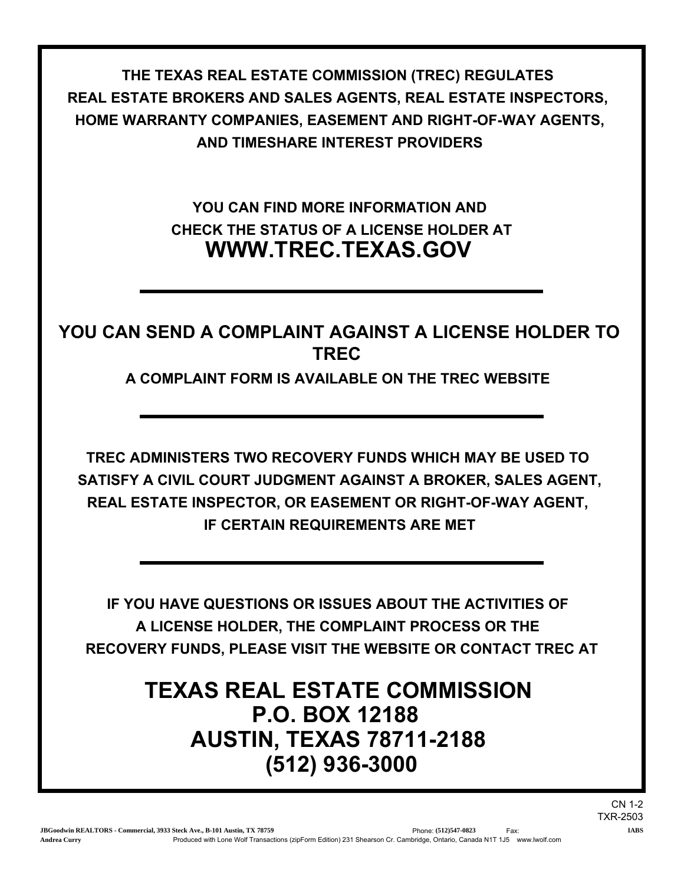**THE TEXAS REAL ESTATE COMMISSION (TREC) REGULATES REAL ESTATE BROKERS AND SALES AGENTS, REAL ESTATE INSPECTORS, HOME WARRANTY COMPANIES, EASEMENT AND RIGHT-OF-WAY AGENTS, AND TIMESHARE INTEREST PROVIDERS**

**YOU CAN FIND MORE INFORMATION AND CHECK THE STATUS OF A LICENSE HOLDER AT**

## WWW.TREC.TEXAS.GOV

---

## YOU CAN SEND A COMPLAINT AGAINST A LICENSE HOLDER TO TREC

**A COMPLAINT FORM IS AVAILABLE ON THE TREC WEBSITE**

---

**TREC ADMINISTERS TWO RECOVERY FUNDS WHICH MAY BE USED TO SATISFY A CIVIL COURT JUDGMENT AGAINST A BROKER, SALES AGENT, REAL ESTATE INSPECTOR, OR EASEMENT OR RIGHT-OF-WAY AGENT, IF CERTAIN REQUIREMENTS ARE MET**

---

**IF YOU HAVE QUESTIONS OR ISSUES ABOUT THE ACTIVITIES OF A LICENSE HOLDER, THE COMPLAINT PROCESS OR THE RECOVERY FUNDS, PLEASE VISIT THE WEBSITE OR CONTACT TREC AT**

## TEXAS REAL ESTATE COMMISSION
## P.O. BOX 12188
## AUSTIN, TEXAS 78711-2188
## (512) 936-3000

CN 1-2
TXR-2503

JBGoodwin REALTORS - Commercial, 3933 Steck Ave., B-101 Austin, TX 78759 Phone: (512)547-0823 Fax: IABS
Andrea Curry Produced with Lone Wolf Transactions (zipForm Edition) 231 Shearson Cr. Cambridge, Ontario, Canada N1T 1J5 www.lwolf.com